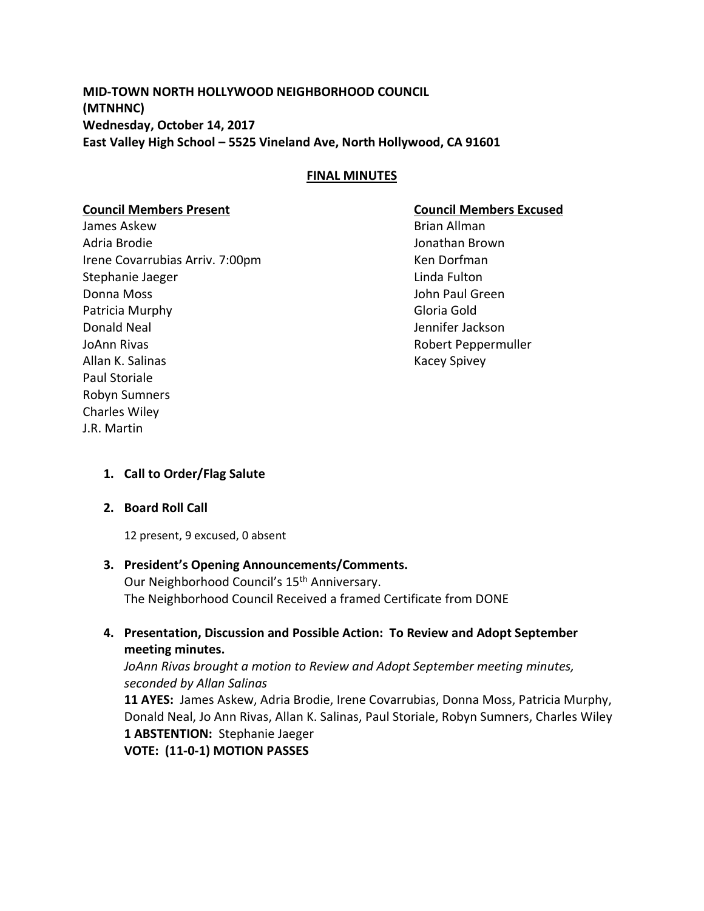**MID-TOWN NORTH HOLLYWOOD NEIGHBORHOOD COUNCIL**
**(MTNHNC)**
**Wednesday, October 14, 2017**
**East Valley High School – 5525 Vineland Ave, North Hollywood, CA 91601**

**FINAL MINUTES**

**Council Members Present**

James Askew
Adria Brodie
Irene Covarrubias Arriv. 7:00pm
Stephanie Jaeger
Donna Moss
Patricia Murphy
Donald Neal
JoAnn Rivas
Allan K. Salinas
Paul Storiale
Robyn Sumners
Charles Wiley
J.R. Martin

**Council Members Excused**

Brian Allman
Jonathan Brown
Ken Dorfman
Linda Fulton
John Paul Green
Gloria Gold
Jennifer Jackson
Robert Peppermuller
Kacey Spivey

1. **Call to Order/Flag Salute**

2. **Board Roll Call**

   12 present, 9 excused, 0 absent

3. **President's Opening Announcements/Comments.**
   Our Neighborhood Council's 15th Anniversary.
   The Neighborhood Council Received a framed Certificate from DONE

4. **Presentation, Discussion and Possible Action: To Review and Adopt September meeting minutes.**
   *JoAnn Rivas brought a motion to Review and Adopt September meeting minutes, seconded by Allan Salinas*
   **11 AYES:** James Askew, Adria Brodie, Irene Covarrubias, Donna Moss, Patricia Murphy, Donald Neal, Jo Ann Rivas, Allan K. Salinas, Paul Storiale, Robyn Sumners, Charles Wiley
   **1 ABSTENTION:** Stephanie Jaeger
   **VOTE: (11-0-1) MOTION PASSES**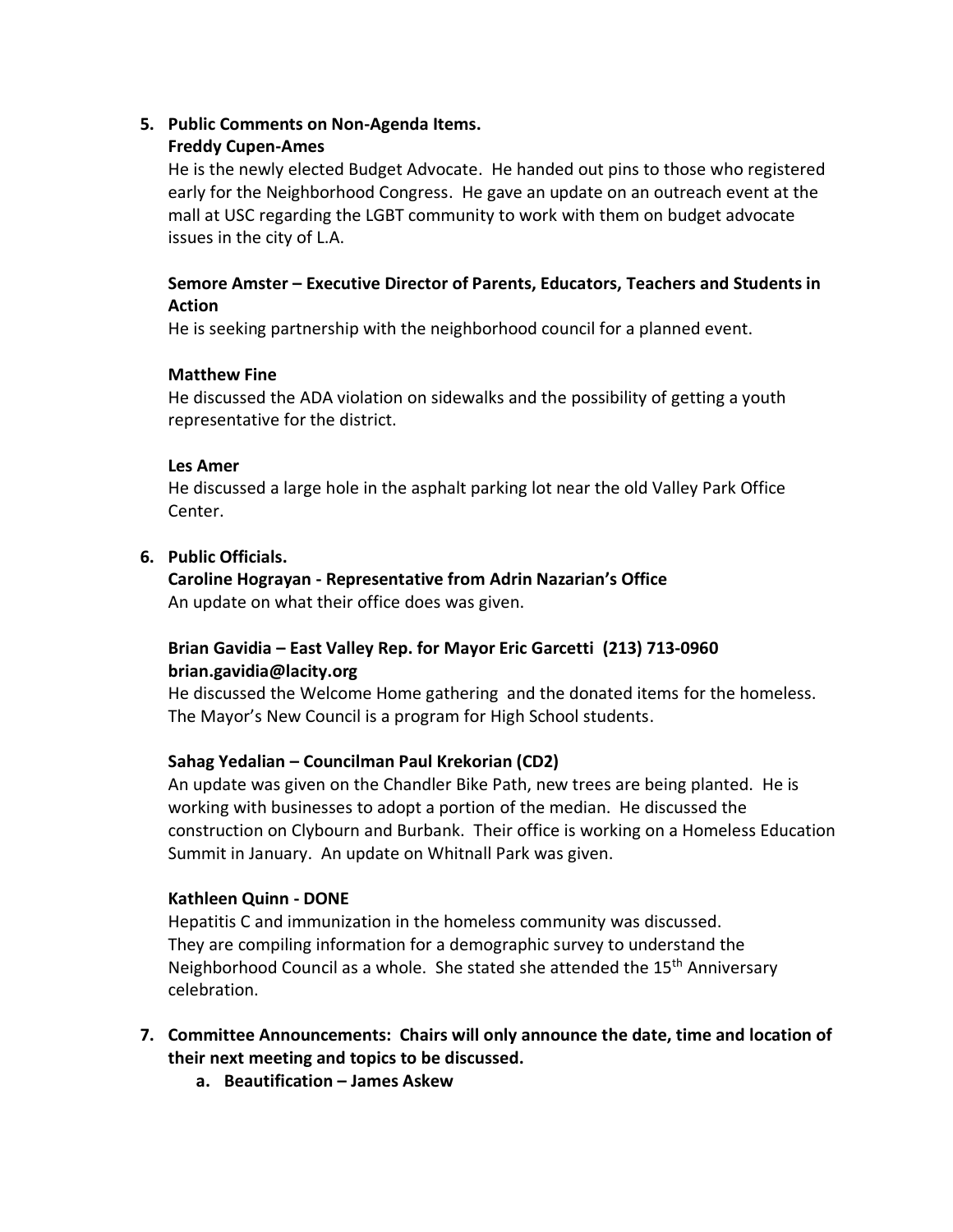5. **Public Comments on Non-Agenda Items.**

   **Freddy Cupen-Ames**

   He is the newly elected Budget Advocate. He handed out pins to those who registered early for the Neighborhood Congress. He gave an update on an outreach event at the mall at USC regarding the LGBT community to work with them on budget advocate issues in the city of L.A.

   **Semore Amster – Executive Director of Parents, Educators, Teachers and Students in Action**

   He is seeking partnership with the neighborhood council for a planned event.

   **Matthew Fine**

   He discussed the ADA violation on sidewalks and the possibility of getting a youth representative for the district.

   **Les Amer**

   He discussed a large hole in the asphalt parking lot near the old Valley Park Office Center.

6. **Public Officials.**

   **Caroline Hograyan - Representative from Adrin Nazarian's Office**

   An update on what their office does was given.

   **Brian Gavidia – East Valley Rep. for Mayor Eric Garcetti (213) 713-0960 brian.gavidia@lacity.org**

   He discussed the Welcome Home gathering and the donated items for the homeless. The Mayor's New Council is a program for High School students.

   **Sahag Yedalian – Councilman Paul Krekorian (CD2)**

   An update was given on the Chandler Bike Path, new trees are being planted. He is working with businesses to adopt a portion of the median. He discussed the construction on Clybourn and Burbank. Their office is working on a Homeless Education Summit in January. An update on Whitnall Park was given.

   **Kathleen Quinn - DONE**

   Hepatitis C and immunization in the homeless community was discussed. They are compiling information for a demographic survey to understand the Neighborhood Council as a whole. She stated she attended the 15th Anniversary celebration.

7. **Committee Announcements: Chairs will only announce the date, time and location of their next meeting and topics to be discussed.**

   a. **Beautification – James Askew**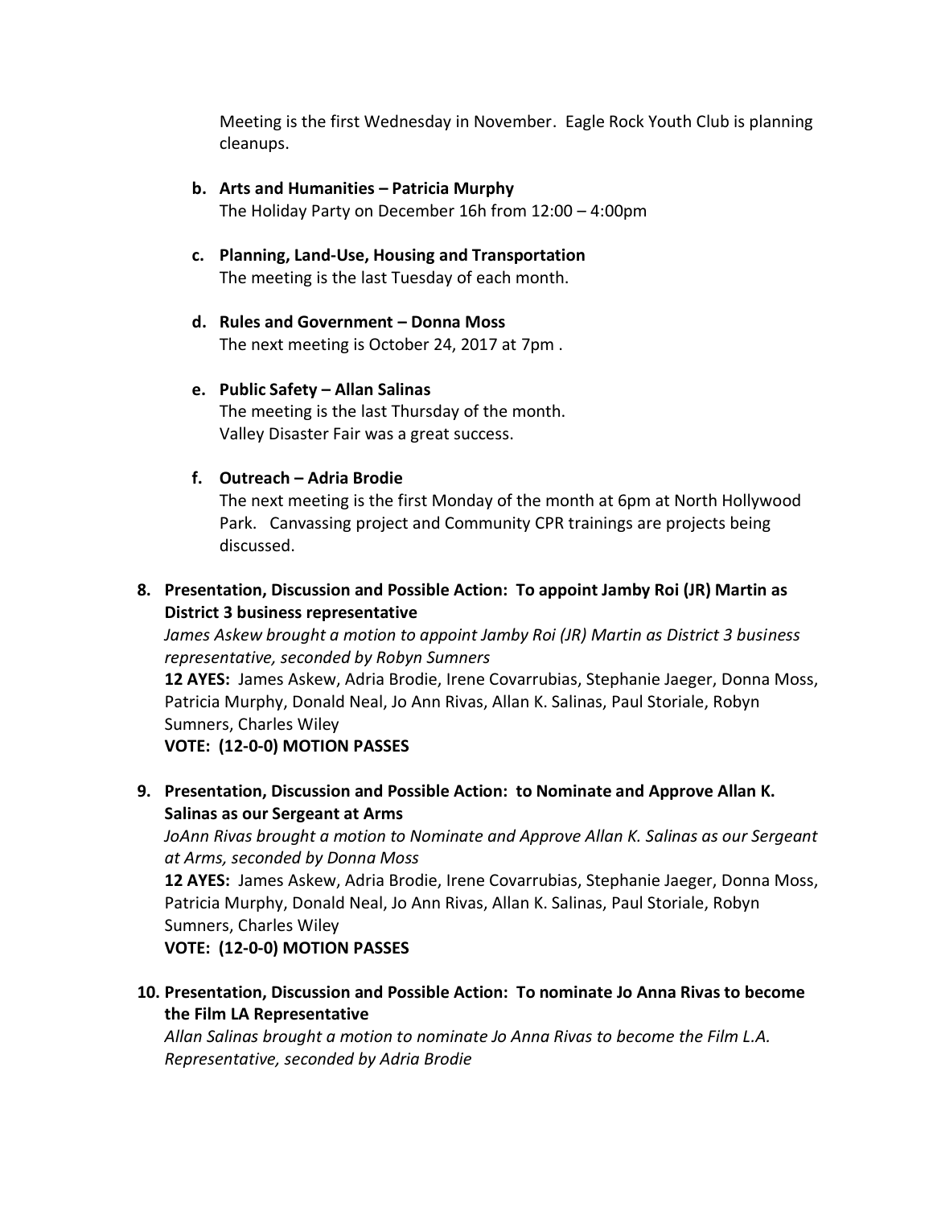Meeting is the first Wednesday in November. Eagle Rock Youth Club is planning cleanups.

b. **Arts and Humanities – Patricia Murphy**
   The Holiday Party on December 16h from 12:00 – 4:00pm

c. **Planning, Land-Use, Housing and Transportation**
   The meeting is the last Tuesday of each month.

d. **Rules and Government – Donna Moss**
   The next meeting is October 24, 2017 at 7pm .

e. **Public Safety – Allan Salinas**
   The meeting is the last Thursday of the month.
   Valley Disaster Fair was a great success.

f. **Outreach – Adria Brodie**
   The next meeting is the first Monday of the month at 6pm at North Hollywood Park. Canvassing project and Community CPR trainings are projects being discussed.

8. **Presentation, Discussion and Possible Action: To appoint Jamby Roi (JR) Martin as District 3 business representative**
   *James Askew brought a motion to appoint Jamby Roi (JR) Martin as District 3 business representative, seconded by Robyn Sumners*
   **12 AYES:** James Askew, Adria Brodie, Irene Covarrubias, Stephanie Jaeger, Donna Moss, Patricia Murphy, Donald Neal, Jo Ann Rivas, Allan K. Salinas, Paul Storiale, Robyn Sumners, Charles Wiley
   **VOTE: (12-0-0) MOTION PASSES**

9. **Presentation, Discussion and Possible Action: to Nominate and Approve Allan K. Salinas as our Sergeant at Arms**
   *JoAnn Rivas brought a motion to Nominate and Approve Allan K. Salinas as our Sergeant at Arms, seconded by Donna Moss*
   **12 AYES:** James Askew, Adria Brodie, Irene Covarrubias, Stephanie Jaeger, Donna Moss, Patricia Murphy, Donald Neal, Jo Ann Rivas, Allan K. Salinas, Paul Storiale, Robyn Sumners, Charles Wiley
   **VOTE: (12-0-0) MOTION PASSES**

10. **Presentation, Discussion and Possible Action: To nominate Jo Anna Rivas to become the Film LA Representative**
    *Allan Salinas brought a motion to nominate Jo Anna Rivas to become the Film L.A. Representative, seconded by Adria Brodie*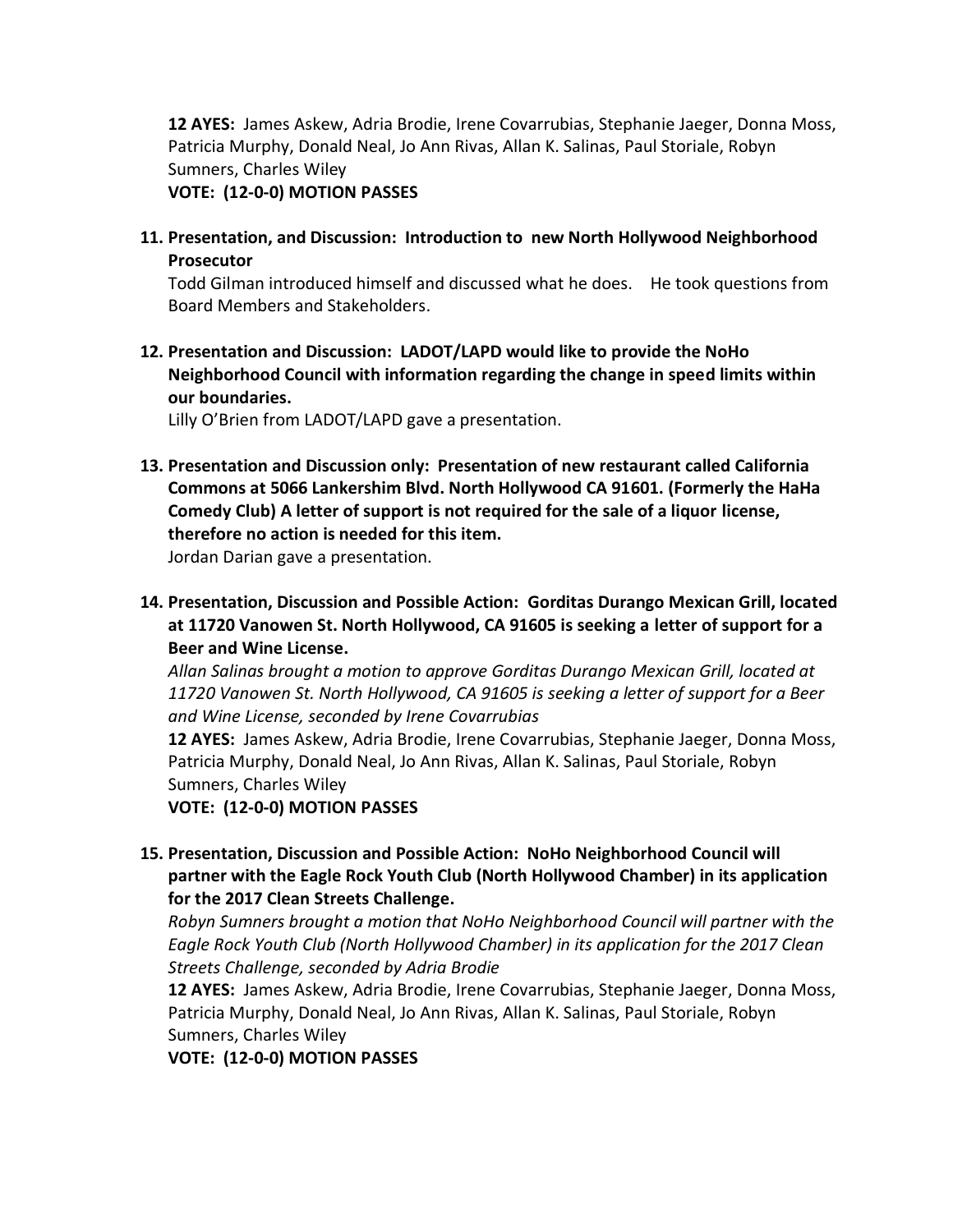**12 AYES:** James Askew, Adria Brodie, Irene Covarrubias, Stephanie Jaeger, Donna Moss, Patricia Murphy, Donald Neal, Jo Ann Rivas, Allan K. Salinas, Paul Storiale, Robyn Sumners, Charles Wiley

**VOTE: (12-0-0) MOTION PASSES**

11. **Presentation, and Discussion: Introduction to new North Hollywood Neighborhood Prosecutor**

    Todd Gilman introduced himself and discussed what he does. He took questions from Board Members and Stakeholders.

12. **Presentation and Discussion: LADOT/LAPD would like to provide the NoHo Neighborhood Council with information regarding the change in speed limits within our boundaries.**

    Lilly O'Brien from LADOT/LAPD gave a presentation.

13. **Presentation and Discussion only: Presentation of new restaurant called California Commons at 5066 Lankershim Blvd. North Hollywood CA 91601. (Formerly the HaHa Comedy Club) A letter of support is not required for the sale of a liquor license, therefore no action is needed for this item.**

    Jordan Darian gave a presentation.

14. **Presentation, Discussion and Possible Action: Gorditas Durango Mexican Grill, located at 11720 Vanowen St. North Hollywood, CA 91605 is seeking a letter of support for a Beer and Wine License.**

    *Allan Salinas brought a motion to approve Gorditas Durango Mexican Grill, located at 11720 Vanowen St. North Hollywood, CA 91605 is seeking a letter of support for a Beer and Wine License, seconded by Irene Covarrubias*

    **12 AYES:** James Askew, Adria Brodie, Irene Covarrubias, Stephanie Jaeger, Donna Moss, Patricia Murphy, Donald Neal, Jo Ann Rivas, Allan K. Salinas, Paul Storiale, Robyn Sumners, Charles Wiley

    **VOTE: (12-0-0) MOTION PASSES**

15. **Presentation, Discussion and Possible Action: NoHo Neighborhood Council will partner with the Eagle Rock Youth Club (North Hollywood Chamber) in its application for the 2017 Clean Streets Challenge.**

    *Robyn Sumners brought a motion that NoHo Neighborhood Council will partner with the Eagle Rock Youth Club (North Hollywood Chamber) in its application for the 2017 Clean Streets Challenge, seconded by Adria Brodie*

    **12 AYES:** James Askew, Adria Brodie, Irene Covarrubias, Stephanie Jaeger, Donna Moss, Patricia Murphy, Donald Neal, Jo Ann Rivas, Allan K. Salinas, Paul Storiale, Robyn Sumners, Charles Wiley

    **VOTE: (12-0-0) MOTION PASSES**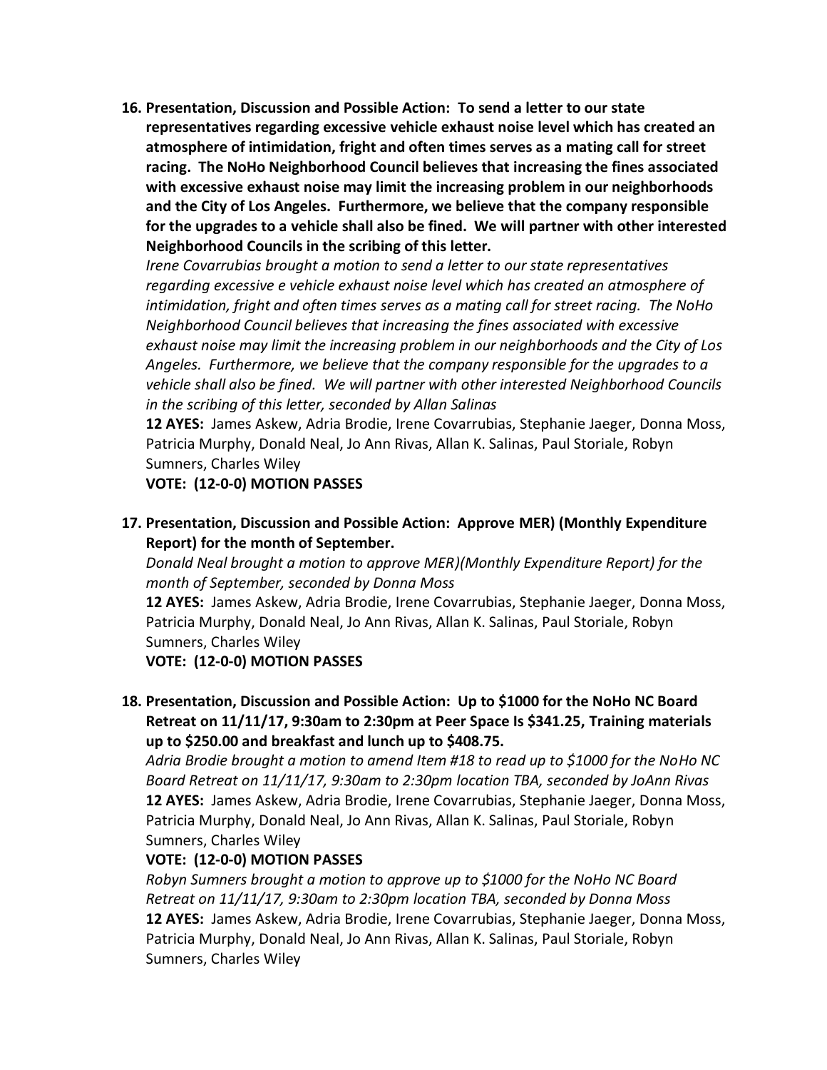**16. Presentation, Discussion and Possible Action: To send a letter to our state representatives regarding excessive vehicle exhaust noise level which has created an atmosphere of intimidation, fright and often times serves as a mating call for street racing. The NoHo Neighborhood Council believes that increasing the fines associated with excessive exhaust noise may limit the increasing problem in our neighborhoods and the City of Los Angeles. Furthermore, we believe that the company responsible for the upgrades to a vehicle shall also be fined. We will partner with other interested Neighborhood Councils in the scribing of this letter.**

*Irene Covarrubias brought a motion to send a letter to our state representatives regarding excessive e vehicle exhaust noise level which has created an atmosphere of intimidation, fright and often times serves as a mating call for street racing. The NoHo Neighborhood Council believes that increasing the fines associated with excessive exhaust noise may limit the increasing problem in our neighborhoods and the City of Los Angeles. Furthermore, we believe that the company responsible for the upgrades to a vehicle shall also be fined. We will partner with other interested Neighborhood Councils in the scribing of this letter, seconded by Allan Salinas*

**12 AYES:** James Askew, Adria Brodie, Irene Covarrubias, Stephanie Jaeger, Donna Moss, Patricia Murphy, Donald Neal, Jo Ann Rivas, Allan K. Salinas, Paul Storiale, Robyn Sumners, Charles Wiley

**VOTE: (12-0-0) MOTION PASSES**

**17. Presentation, Discussion and Possible Action: Approve MER) (Monthly Expenditure Report) for the month of September.**

*Donald Neal brought a motion to approve MER)(Monthly Expenditure Report) for the month of September, seconded by Donna Moss*

**12 AYES:** James Askew, Adria Brodie, Irene Covarrubias, Stephanie Jaeger, Donna Moss, Patricia Murphy, Donald Neal, Jo Ann Rivas, Allan K. Salinas, Paul Storiale, Robyn Sumners, Charles Wiley

**VOTE: (12-0-0) MOTION PASSES**

**18. Presentation, Discussion and Possible Action: Up to $1000 for the NoHo NC Board Retreat on 11/11/17, 9:30am to 2:30pm at Peer Space Is $341.25, Training materials up to $250.00 and breakfast and lunch up to $408.75.**

*Adria Brodie brought a motion to amend Item #18 to read up to $1000 for the NoHo NC Board Retreat on 11/11/17, 9:30am to 2:30pm location TBA, seconded by JoAnn Rivas*

**12 AYES:** James Askew, Adria Brodie, Irene Covarrubias, Stephanie Jaeger, Donna Moss, Patricia Murphy, Donald Neal, Jo Ann Rivas, Allan K. Salinas, Paul Storiale, Robyn Sumners, Charles Wiley

**VOTE: (12-0-0) MOTION PASSES**

*Robyn Sumners brought a motion to approve up to $1000 for the NoHo NC Board Retreat on 11/11/17, 9:30am to 2:30pm location TBA, seconded by Donna Moss*

**12 AYES:** James Askew, Adria Brodie, Irene Covarrubias, Stephanie Jaeger, Donna Moss, Patricia Murphy, Donald Neal, Jo Ann Rivas, Allan K. Salinas, Paul Storiale, Robyn Sumners, Charles Wiley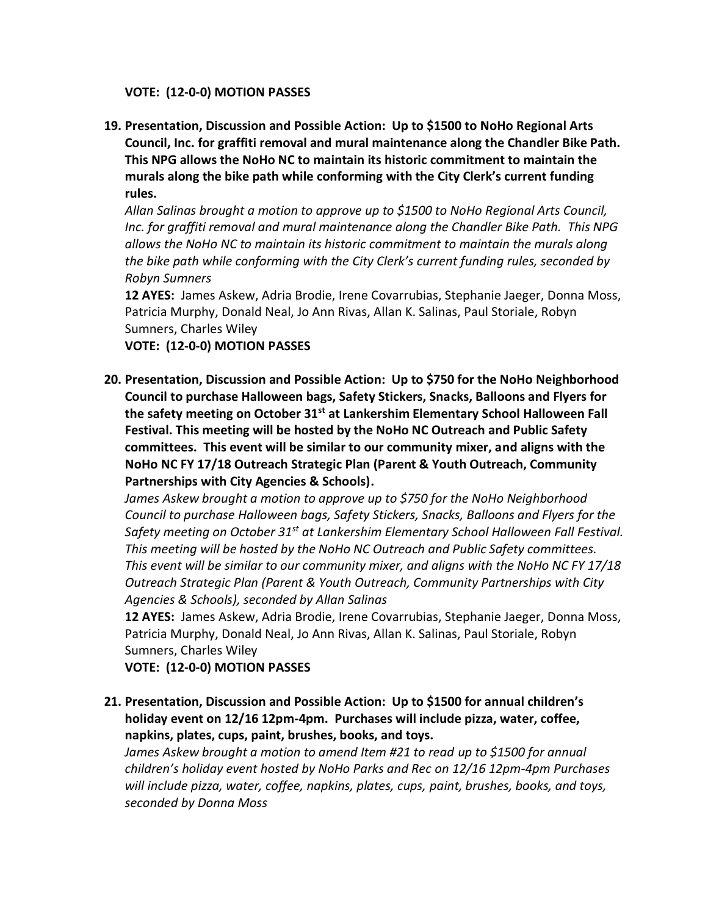**VOTE: (12-0-0) MOTION PASSES**

19. **Presentation, Discussion and Possible Action: Up to $1500 to NoHo Regional Arts Council, Inc. for graffiti removal and mural maintenance along the Chandler Bike Path. This NPG allows the NoHo NC to maintain its historic commitment to maintain the murals along the bike path while conforming with the City Clerk's current funding rules.**
*Allan Salinas brought a motion to approve up to $1500 to NoHo Regional Arts Council, Inc. for graffiti removal and mural maintenance along the Chandler Bike Path. This NPG allows the NoHo NC to maintain its historic commitment to maintain the murals along the bike path while conforming with the City Clerk's current funding rules, seconded by Robyn Sumners*
**12 AYES:** James Askew, Adria Brodie, Irene Covarrubias, Stephanie Jaeger, Donna Moss, Patricia Murphy, Donald Neal, Jo Ann Rivas, Allan K. Salinas, Paul Storiale, Robyn Sumners, Charles Wiley
**VOTE: (12-0-0) MOTION PASSES**

20. **Presentation, Discussion and Possible Action: Up to $750 for the NoHo Neighborhood Council to purchase Halloween bags, Safety Stickers, Snacks, Balloons and Flyers for the safety meeting on October 31st at Lankershim Elementary School Halloween Fall Festival. This meeting will be hosted by the NoHo NC Outreach and Public Safety committees. This event will be similar to our community mixer, and aligns with the NoHo NC FY 17/18 Outreach Strategic Plan (Parent & Youth Outreach, Community Partnerships with City Agencies & Schools).**
*James Askew brought a motion to approve up to $750 for the NoHo Neighborhood Council to purchase Halloween bags, Safety Stickers, Snacks, Balloons and Flyers for the Safety meeting on October 31st at Lankershim Elementary School Halloween Fall Festival. This meeting will be hosted by the NoHo NC Outreach and Public Safety committees. This event will be similar to our community mixer, and aligns with the NoHo NC FY 17/18 Outreach Strategic Plan (Parent & Youth Outreach, Community Partnerships with City Agencies & Schools), seconded by Allan Salinas*
**12 AYES:** James Askew, Adria Brodie, Irene Covarrubias, Stephanie Jaeger, Donna Moss, Patricia Murphy, Donald Neal, Jo Ann Rivas, Allan K. Salinas, Paul Storiale, Robyn Sumners, Charles Wiley
**VOTE: (12-0-0) MOTION PASSES**

21. **Presentation, Discussion and Possible Action: Up to $1500 for annual children's holiday event on 12/16 12pm-4pm. Purchases will include pizza, water, coffee, napkins, plates, cups, paint, brushes, books, and toys.**
*James Askew brought a motion to amend Item #21 to read up to $1500 for annual children's holiday event hosted by NoHo Parks and Rec on 12/16 12pm-4pm Purchases will include pizza, water, coffee, napkins, plates, cups, paint, brushes, books, and toys, seconded by Donna Moss*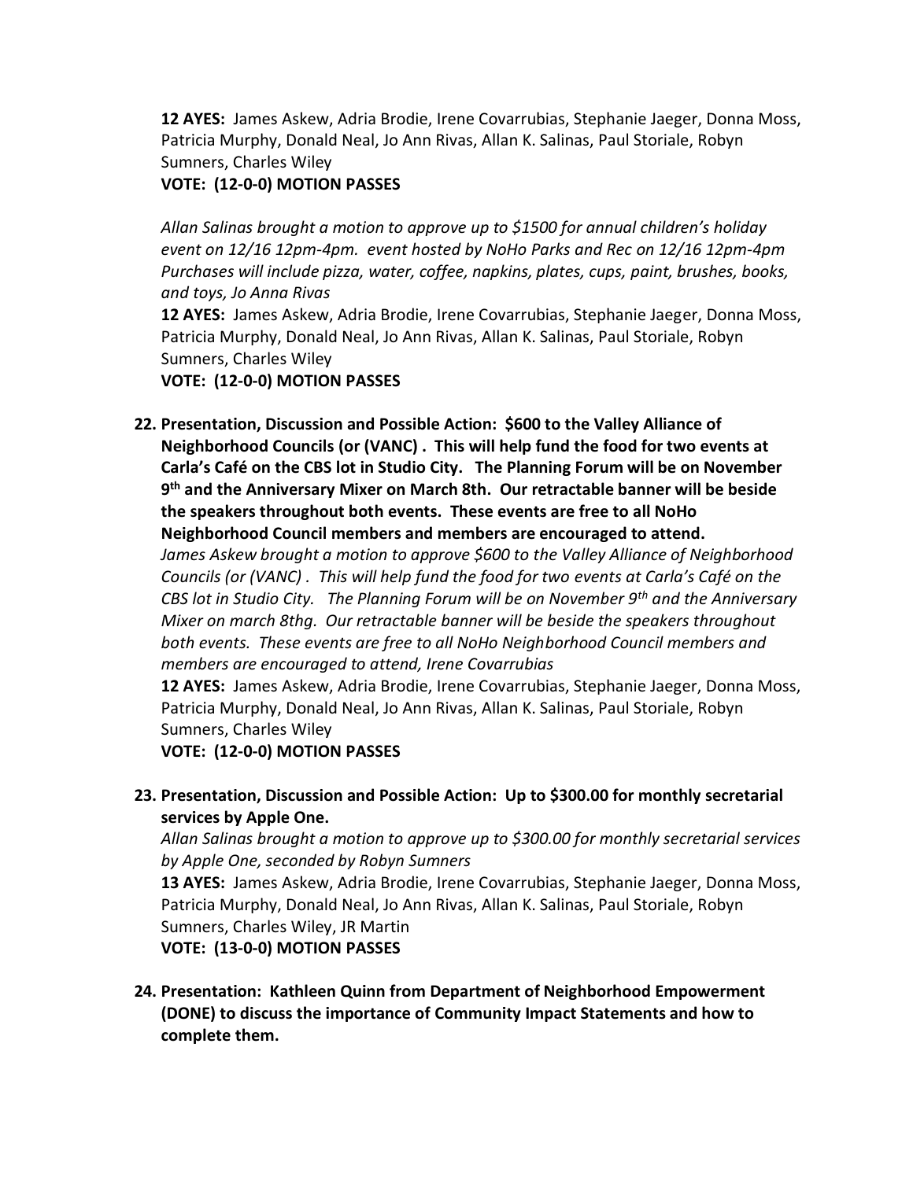**12 AYES:** James Askew, Adria Brodie, Irene Covarrubias, Stephanie Jaeger, Donna Moss, Patricia Murphy, Donald Neal, Jo Ann Rivas, Allan K. Salinas, Paul Storiale, Robyn Sumners, Charles Wiley
**VOTE: (12-0-0) MOTION PASSES**

*Allan Salinas brought a motion to approve up to $1500 for annual children's holiday event on 12/16 12pm-4pm. event hosted by NoHo Parks and Rec on 12/16 12pm-4pm Purchases will include pizza, water, coffee, napkins, plates, cups, paint, brushes, books, and toys, Jo Anna Rivas*
**12 AYES:** James Askew, Adria Brodie, Irene Covarrubias, Stephanie Jaeger, Donna Moss, Patricia Murphy, Donald Neal, Jo Ann Rivas, Allan K. Salinas, Paul Storiale, Robyn Sumners, Charles Wiley
**VOTE: (12-0-0) MOTION PASSES**

22. **Presentation, Discussion and Possible Action: $600 to the Valley Alliance of Neighborhood Councils (or (VANC) . This will help fund the food for two events at Carla's Café on the CBS lot in Studio City. The Planning Forum will be on November 9th and the Anniversary Mixer on March 8th. Our retractable banner will be beside the speakers throughout both events. These events are free to all NoHo Neighborhood Council members and members are encouraged to attend.**
*James Askew brought a motion to approve $600 to the Valley Alliance of Neighborhood Councils (or (VANC) . This will help fund the food for two events at Carla's Café on the CBS lot in Studio City. The Planning Forum will be on November 9th and the Anniversary Mixer on march 8thg. Our retractable banner will be beside the speakers throughout both events. These events are free to all NoHo Neighborhood Council members and members are encouraged to attend, Irene Covarrubias*
**12 AYES:** James Askew, Adria Brodie, Irene Covarrubias, Stephanie Jaeger, Donna Moss, Patricia Murphy, Donald Neal, Jo Ann Rivas, Allan K. Salinas, Paul Storiale, Robyn Sumners, Charles Wiley
**VOTE: (12-0-0) MOTION PASSES**

23. **Presentation, Discussion and Possible Action: Up to $300.00 for monthly secretarial services by Apple One.**
*Allan Salinas brought a motion to approve up to $300.00 for monthly secretarial services by Apple One, seconded by Robyn Sumners*
**13 AYES:** James Askew, Adria Brodie, Irene Covarrubias, Stephanie Jaeger, Donna Moss, Patricia Murphy, Donald Neal, Jo Ann Rivas, Allan K. Salinas, Paul Storiale, Robyn Sumners, Charles Wiley, JR Martin
**VOTE: (13-0-0) MOTION PASSES**

24. **Presentation: Kathleen Quinn from Department of Neighborhood Empowerment (DONE) to discuss the importance of Community Impact Statements and how to complete them.**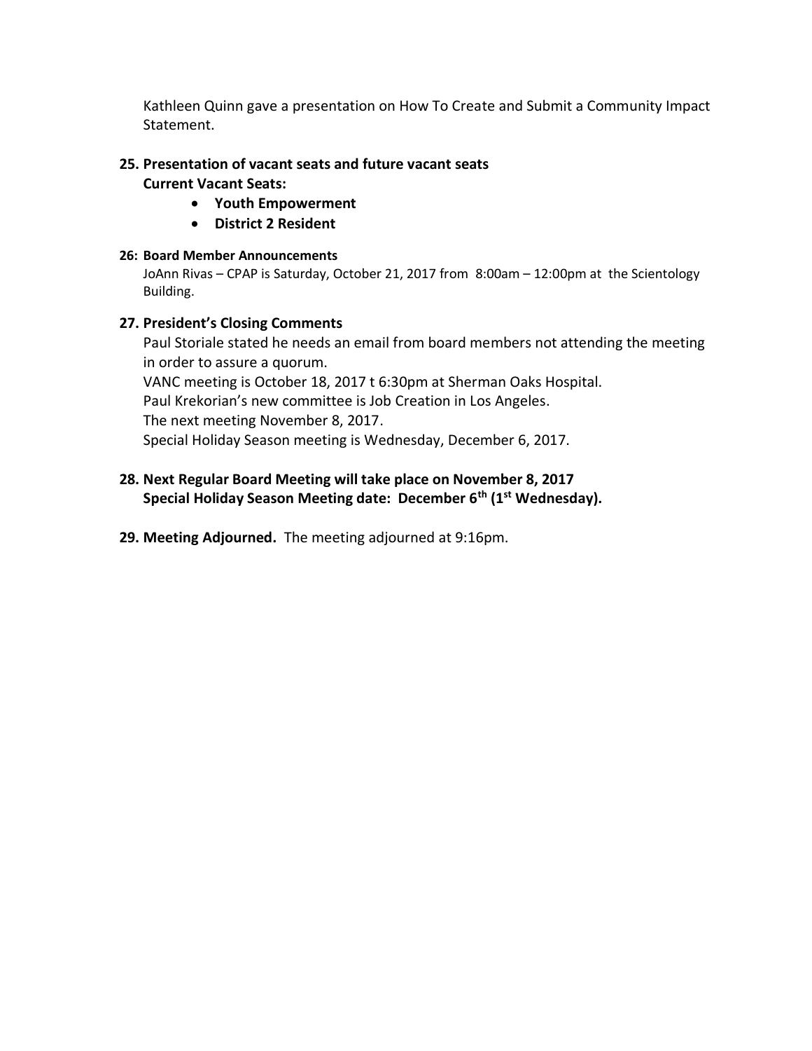Kathleen Quinn gave a presentation on How To Create and Submit a Community Impact Statement.

**25. Presentation of vacant seats and future vacant seats**
**Current Vacant Seats:**

- **Youth Empowerment**
- **District 2 Resident**

**26: Board Member Announcements**
JoAnn Rivas – CPAP is Saturday, October 21, 2017 from 8:00am – 12:00pm at the Scientology Building.

**27. President's Closing Comments**
Paul Storiale stated he needs an email from board members not attending the meeting in order to assure a quorum.
VANC meeting is October 18, 2017 t 6:30pm at Sherman Oaks Hospital.
Paul Krekorian's new committee is Job Creation in Los Angeles.
The next meeting November 8, 2017.
Special Holiday Season meeting is Wednesday, December 6, 2017.

**28. Next Regular Board Meeting will take place on November 8, 2017**
**Special Holiday Season Meeting date: December 6th (1st Wednesday).**

**29. Meeting Adjourned.** The meeting adjourned at 9:16pm.